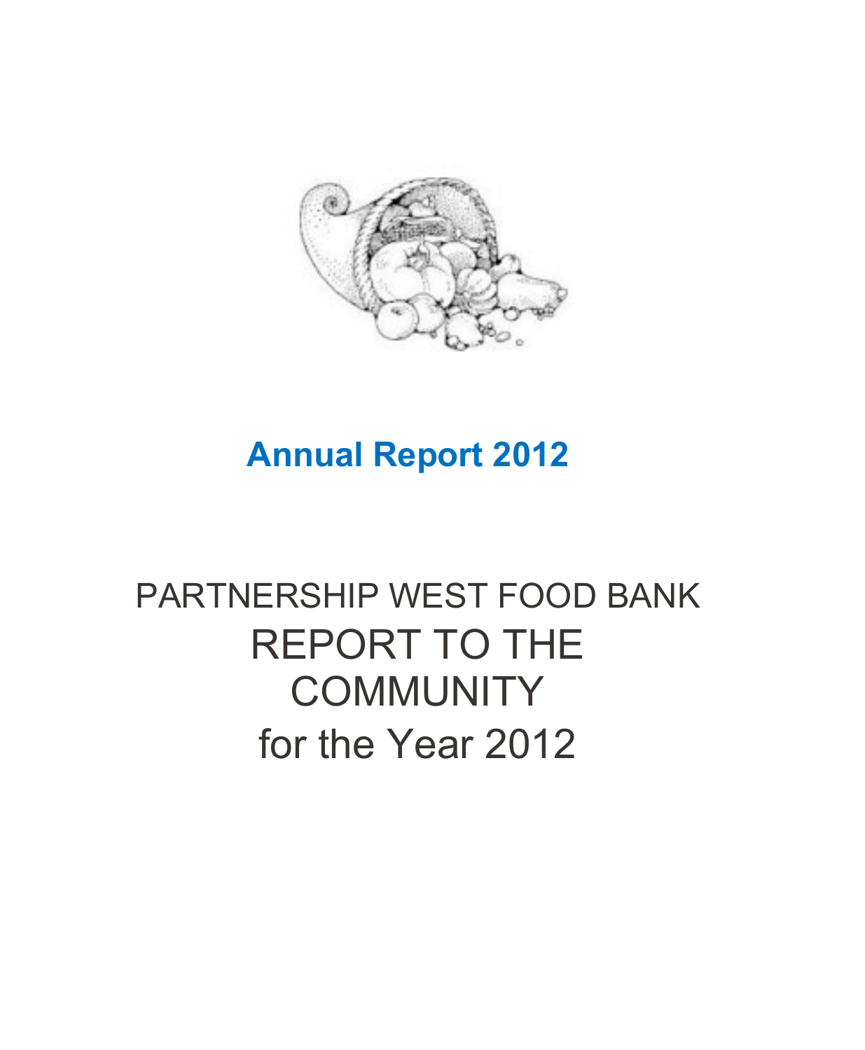# Annual Report 2012

PARTNERSHIP WEST FOOD BANK

REPORT TO THE COMMUNITY

for the Year 2012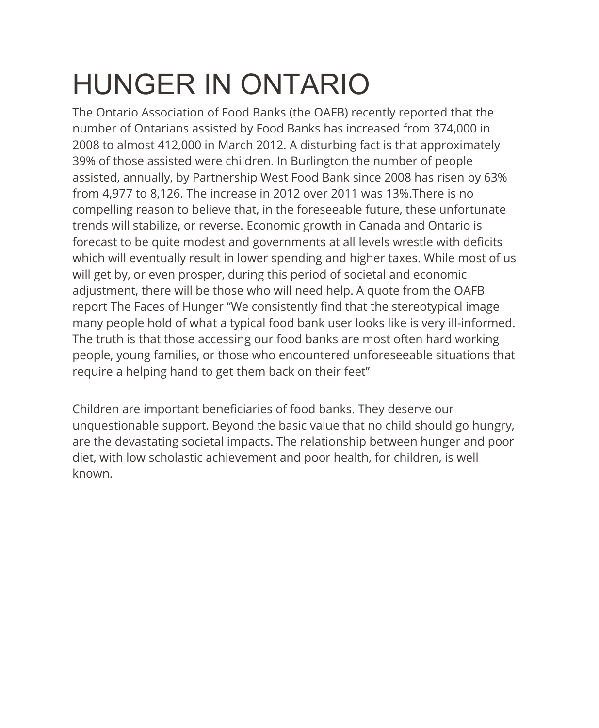# HUNGER IN ONTARIO

The Ontario Association of Food Banks (the OAFB) recently reported that the number of Ontarians assisted by Food Banks has increased from 374,000 in 2008 to almost 412,000 in March 2012. A disturbing fact is that approximately 39% of those assisted were children. In Burlington the number of people assisted, annually, by Partnership West Food Bank since 2008 has risen by 63% from 4,977 to 8,126. The increase in 2012 over 2011 was 13%.There is no compelling reason to believe that, in the foreseeable future, these unfortunate trends will stabilize, or reverse. Economic growth in Canada and Ontario is forecast to be quite modest and governments at all levels wrestle with deficits which will eventually result in lower spending and higher taxes. While most of us will get by, or even prosper, during this period of societal and economic adjustment, there will be those who will need help. A quote from the OAFB report The Faces of Hunger "We consistently find that the stereotypical image many people hold of what a typical food bank user looks like is very ill-informed. The truth is that those accessing our food banks are most often hard working people, young families, or those who encountered unforeseeable situations that require a helping hand to get them back on their feet"

Children are important beneficiaries of food banks. They deserve our unquestionable support. Beyond the basic value that no child should go hungry, are the devastating societal impacts. The relationship between hunger and poor diet, with low scholastic achievement and poor health, for children, is well known.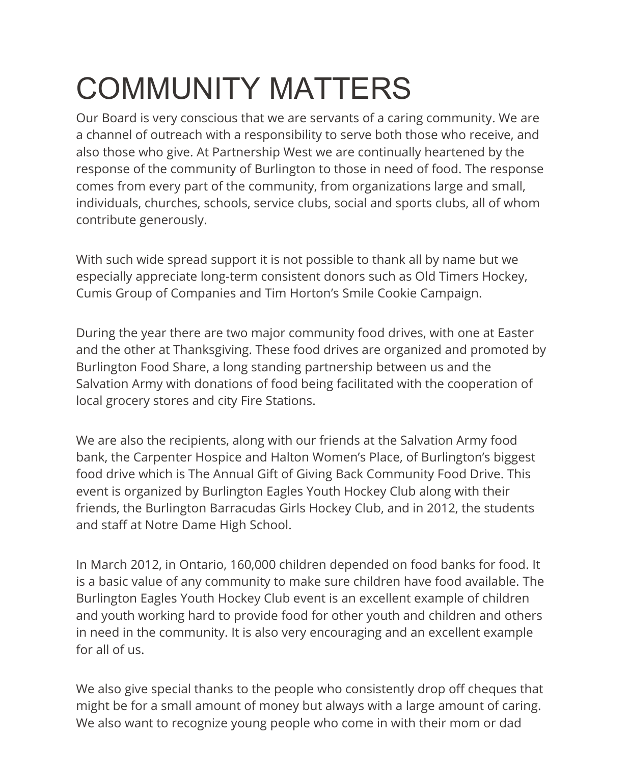# COMMUNITY MATTERS

Our Board is very conscious that we are servants of a caring community. We are a channel of outreach with a responsibility to serve both those who receive, and also those who give. At Partnership West we are continually heartened by the response of the community of Burlington to those in need of food. The response comes from every part of the community, from organizations large and small, individuals, churches, schools, service clubs, social and sports clubs, all of whom contribute generously.

With such wide spread support it is not possible to thank all by name but we especially appreciate long-term consistent donors such as Old Timers Hockey, Cumis Group of Companies and Tim Horton's Smile Cookie Campaign.

During the year there are two major community food drives, with one at Easter and the other at Thanksgiving. These food drives are organized and promoted by Burlington Food Share, a long standing partnership between us and the Salvation Army with donations of food being facilitated with the cooperation of local grocery stores and city Fire Stations.

We are also the recipients, along with our friends at the Salvation Army food bank, the Carpenter Hospice and Halton Women's Place, of Burlington's biggest food drive which is The Annual Gift of Giving Back Community Food Drive. This event is organized by Burlington Eagles Youth Hockey Club along with their friends, the Burlington Barracudas Girls Hockey Club, and in 2012, the students and staff at Notre Dame High School.

In March 2012, in Ontario, 160,000 children depended on food banks for food. It is a basic value of any community to make sure children have food available. The Burlington Eagles Youth Hockey Club event is an excellent example of children and youth working hard to provide food for other youth and children and others in need in the community. It is also very encouraging and an excellent example for all of us.

We also give special thanks to the people who consistently drop off cheques that might be for a small amount of money but always with a large amount of caring. We also want to recognize young people who come in with their mom or dad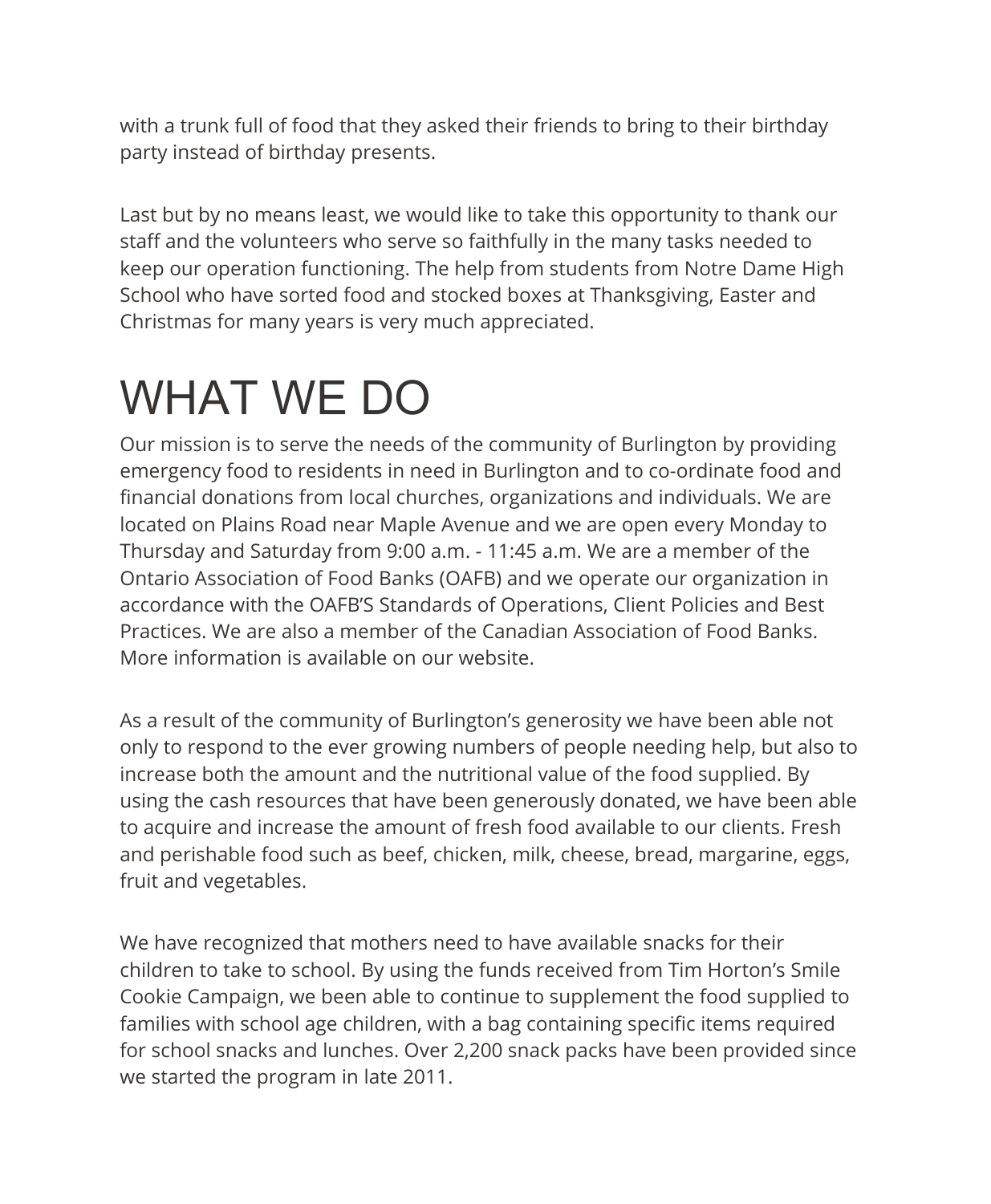with a trunk full of food that they asked their friends to bring to their birthday party instead of birthday presents.

Last but by no means least, we would like to take this opportunity to thank our staff and the volunteers who serve so faithfully in the many tasks needed to keep our operation functioning. The help from students from Notre Dame High School who have sorted food and stocked boxes at Thanksgiving, Easter and Christmas for many years is very much appreciated.

# WHAT WE DO

Our mission is to serve the needs of the community of Burlington by providing emergency food to residents in need in Burlington and to co-ordinate food and financial donations from local churches, organizations and individuals. We are located on Plains Road near Maple Avenue and we are open every Monday to Thursday and Saturday from 9:00 a.m. - 11:45 a.m. We are a member of the Ontario Association of Food Banks (OAFB) and we operate our organization in accordance with the OAFB'S Standards of Operations, Client Policies and Best Practices. We are also a member of the Canadian Association of Food Banks. More information is available on our website.

As a result of the community of Burlington's generosity we have been able not only to respond to the ever growing numbers of people needing help, but also to increase both the amount and the nutritional value of the food supplied. By using the cash resources that have been generously donated, we have been able to acquire and increase the amount of fresh food available to our clients. Fresh and perishable food such as beef, chicken, milk, cheese, bread, margarine, eggs, fruit and vegetables.

We have recognized that mothers need to have available snacks for their children to take to school. By using the funds received from Tim Horton's Smile Cookie Campaign, we been able to continue to supplement the food supplied to families with school age children, with a bag containing specific items required for school snacks and lunches. Over 2,200 snack packs have been provided since we started the program in late 2011.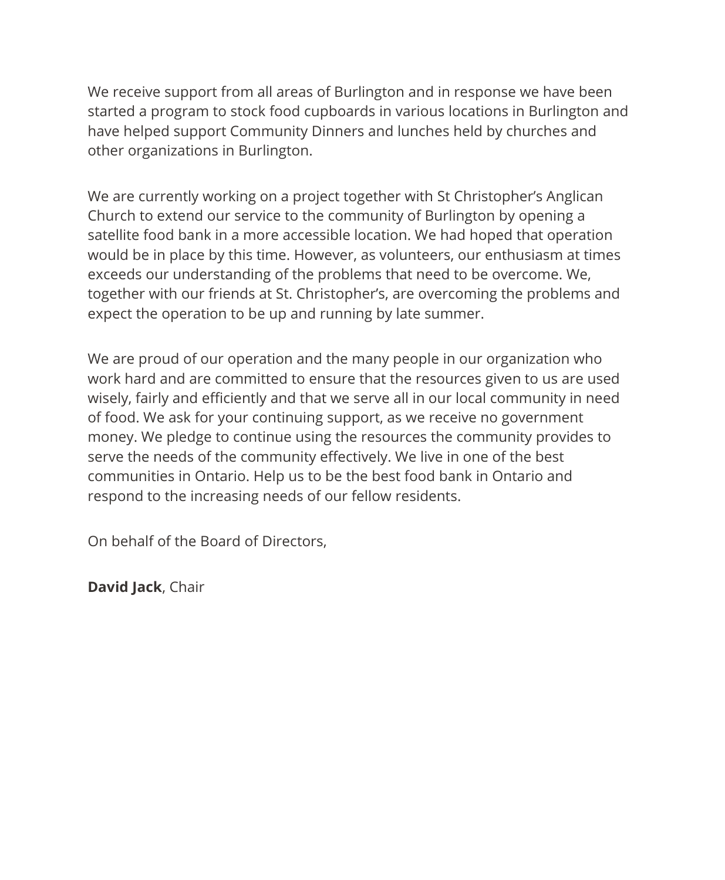We receive support from all areas of Burlington and in response we have been started a program to stock food cupboards in various locations in Burlington and have helped support Community Dinners and lunches held by churches and other organizations in Burlington.

We are currently working on a project together with St Christopher's Anglican Church to extend our service to the community of Burlington by opening a satellite food bank in a more accessible location. We had hoped that operation would be in place by this time. However, as volunteers, our enthusiasm at times exceeds our understanding of the problems that need to be overcome. We, together with our friends at St. Christopher's, are overcoming the problems and expect the operation to be up and running by late summer.

We are proud of our operation and the many people in our organization who work hard and are committed to ensure that the resources given to us are used wisely, fairly and efficiently and that we serve all in our local community in need of food. We ask for your continuing support, as we receive no government money. We pledge to continue using the resources the community provides to serve the needs of the community effectively. We live in one of the best communities in Ontario. Help us to be the best food bank in Ontario and respond to the increasing needs of our fellow residents.

On behalf of the Board of Directors,

**David Jack**, Chair